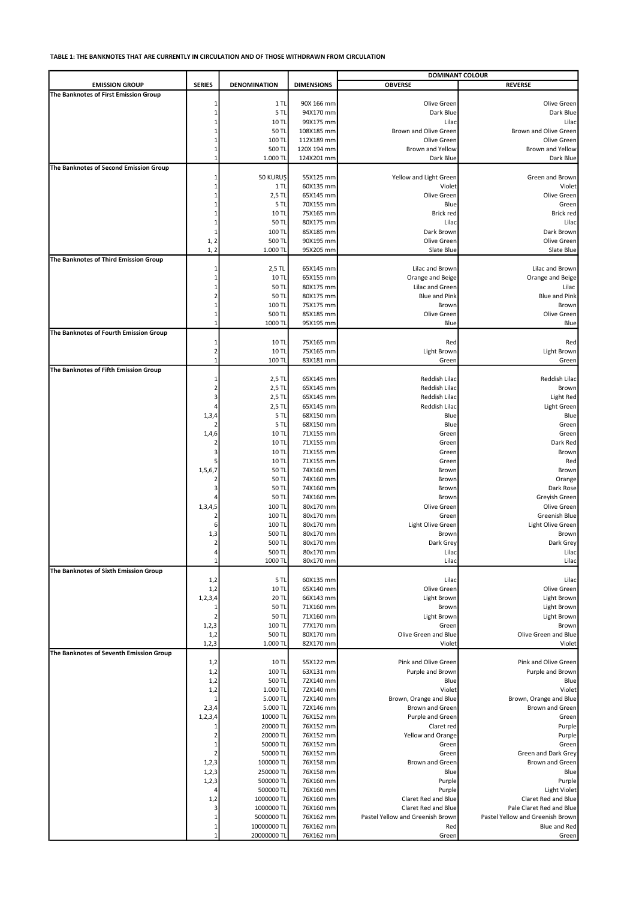**TABLE 1: THE BANKNOTES THAT ARE CURRENTLY IN CIRCULATION AND OF THOSE WITHDRAWN FROM CIRCULATION**

| EMISSION GROUP | SERIES | DENOMINATION | DIMENSIONS | DOMINANT COLOUR | |
|---|---|---|---|---|---|
| | | | | OBVERSE | REVERSE |
| The Banknotes of First Emission Group | | | | | |
| | 1 | 1 TL | 90X 166 mm | Olive Green | Olive Green |
| | 1 | 5 TL | 94X170 mm | Dark Blue | Dark Blue |
| | 1 | 10 TL | 99X175 mm | Lilac | Lilac |
| | 1 | 50 TL | 108X185 mm | Brown and Olive Green | Brown and Olive Green |
| | 1 | 100 TL | 112X189 mm | Olive Green | Olive Green |
| | 1 | 500 TL | 120X 194 mm | Brown and Yellow | Brown and Yellow |
| | 1 | 1.000 TL | 124X201 mm | Dark Blue | Dark Blue |
| The Banknotes of Second Emission Group | | | | | |
| | 1 | 50 KURUŞ | 55X125 mm | Yellow and Light Green | Green and Brown |
| | 1 | 1 TL | 60X135 mm | Violet | Violet |
| | 1 | 2,5 TL | 65X145 mm | Olive Green | Olive Green |
| | 1 | 5 TL | 70X155 mm | Blue | Green |
| | 1 | 10 TL | 75X165 mm | Brick red | Brick red |
| | 1 | 50 TL | 80X175 mm | Lilac | Lilac |
| | 1 | 100 TL | 85X185 mm | Dark Brown | Dark Brown |
| | 1, 2 | 500 TL | 90X195 mm | Olive Green | Olive Green |
| | 1, 2 | 1.000 TL | 95X205 mm | Slate Blue | Slate Blue |
| The Banknotes of Third Emission Group | | | | | |
| | 1 | 2,5 TL | 65X145 mm | Lilac and Brown | Lilac and Brown |
| | 1 | 10 TL | 65X155 mm | Orange and Beige | Orange and Beige |
| | 1 | 50 TL | 80X175 mm | Lilac and Green | Lilac |
| | 2 | 50 TL | 80X175 mm | Blue and Pink | Blue and Pink |
| | 1 | 100 TL | 75X175 mm | Brown | Brown |
| | 1 | 500 TL | 85X185 mm | Olive Green | Olive Green |
| | 1 | 1000 TL | 95X195 mm | Blue | Blue |
| The Banknotes of Fourth Emission Group | | | | | |
| | 1 | 10 TL | 75X165 mm | Red | Red |
| | 2 | 10 TL | 75X165 mm | Light Brown | Light Brown |
| | 1 | 100 TL | 83X181 mm | Green | Green |
| The Banknotes of Fifth Emission Group | | | | | |
| | 1 | 2,5 TL | 65X145 mm | Reddish Lilac | Reddish Lilac |
| | 2 | 2,5 TL | 65X145 mm | Reddish Lilac | Brown |
| | 3 | 2,5 TL | 65X145 mm | Reddish Lilac | Light Red |
| | 4 | 2,5 TL | 65X145 mm | Reddish Lilac | Light Green |
| | 1,3,4 | 5 TL | 68X150 mm | Blue | Blue |
| | 2 | 5 TL | 68X150 mm | Blue | Green |
| | 1,4,6 | 10 TL | 71X155 mm | Green | Green |
| | 2 | 10 TL | 71X155 mm | Green | Dark Red |
| | 3 | 10 TL | 71X155 mm | Green | Brown |
| | 5 | 10 TL | 71X155 mm | Green | Red |
| | 1,5,6,7 | 50 TL | 74X160 mm | Brown | Brown |
| | 2 | 50 TL | 74X160 mm | Brown | Orange |
| | 3 | 50 TL | 74X160 mm | Brown | Dark Rose |
| | 4 | 50 TL | 74X160 mm | Brown | Greyish Green |
| | 1,3,4,5 | 100 TL | 80x170 mm | Olive Green | Olive Green |
| | 2 | 100 TL | 80x170 mm | Green | Greenish Blue |
| | 6 | 100 TL | 80x170 mm | Light Olive Green | Light Olive Green |
| | 1,3 | 500 TL | 80x170 mm | Brown | Brown |
| | 2 | 500 TL | 80x170 mm | Dark Grey | Dark Grey |
| | 4 | 500 TL | 80x170 mm | Lilac | Lilac |
| | 1 | 1000 TL | 80x170 mm | Lilac | Lilac |
| The Banknotes of Sixth Emission Group | | | | | |
| | 1,2 | 5 TL | 60X135 mm | Lilac | Lilac |
| | 1,2 | 10 TL | 65X140 mm | Olive Green | Olive Green |
| | 1,2,3,4 | 20 TL | 66X143 mm | Light Brown | Light Brown |
| | 1 | 50 TL | 71X160 mm | Brown | Light Brown |
| | 2 | 50 TL | 71X160 mm | Light Brown | Light Brown |
| | 1,2,3 | 100 TL | 77X170 mm | Green | Brown |
| | 1,2 | 500 TL | 80X170 mm | Olive Green and Blue | Olive Green and Blue |
| | 1,2,3 | 1.000 TL | 82X170 mm | Violet | Violet |
| The Banknotes of Seventh Emission Group | | | | | |
| | 1,2 | 10 TL | 55X122 mm | Pink and Olive Green | Pink and Olive Green |
| | 1,2 | 100 TL | 63X131 mm | Purple and Brown | Purple and Brown |
| | 1,2 | 500 TL | 72X140 mm | Blue | Blue |
| | 1,2 | 1.000 TL | 72X140 mm | Violet | Violet |
| | 1 | 5.000 TL | 72X140 mm | Brown, Orange and Blue | Brown, Orange and Blue |
| | 2,3,4 | 5.000 TL | 72X146 mm | Brown and Green | Brown and Green |
| | 1,2,3,4 | 10000 TL | 76X152 mm | Purple and Green | Green |
| | 1 | 20000 TL | 76X152 mm | Claret red | Purple |
| | 2 | 20000 TL | 76X152 mm | Yellow and Orange | Purple |
| | 1 | 50000 TL | 76X152 mm | Green | Green |
| | 2 | 50000 TL | 76X152 mm | Green | Green and Dark Grey |
| | 1,2,3 | 100000 TL | 76X158 mm | Brown and Green | Brown and Green |
| | 1,2,3 | 250000 TL | 76X158 mm | Blue | Blue |
| | 1,2,3 | 500000 TL | 76X160 mm | Purple | Purple |
| | 4 | 500000 TL | 76X160 mm | Purple | Light Violet |
| | 1,2 | 1000000 TL | 76X160 mm | Claret Red and Blue | Claret Red and Blue |
| | 3 | 1000000 TL | 76X160 mm | Claret Red and Blue | Pale Claret Red and Blue |
| | 1 | 5000000 TL | 76X162 mm | Pastel Yellow and Greenish Brown | Pastel Yellow and Greenish Brown |
| | 1 | 10000000 TL | 76X162 mm | Red | Blue and Red |
| | 1 | 20000000 TL | 76X162 mm | Green | Green |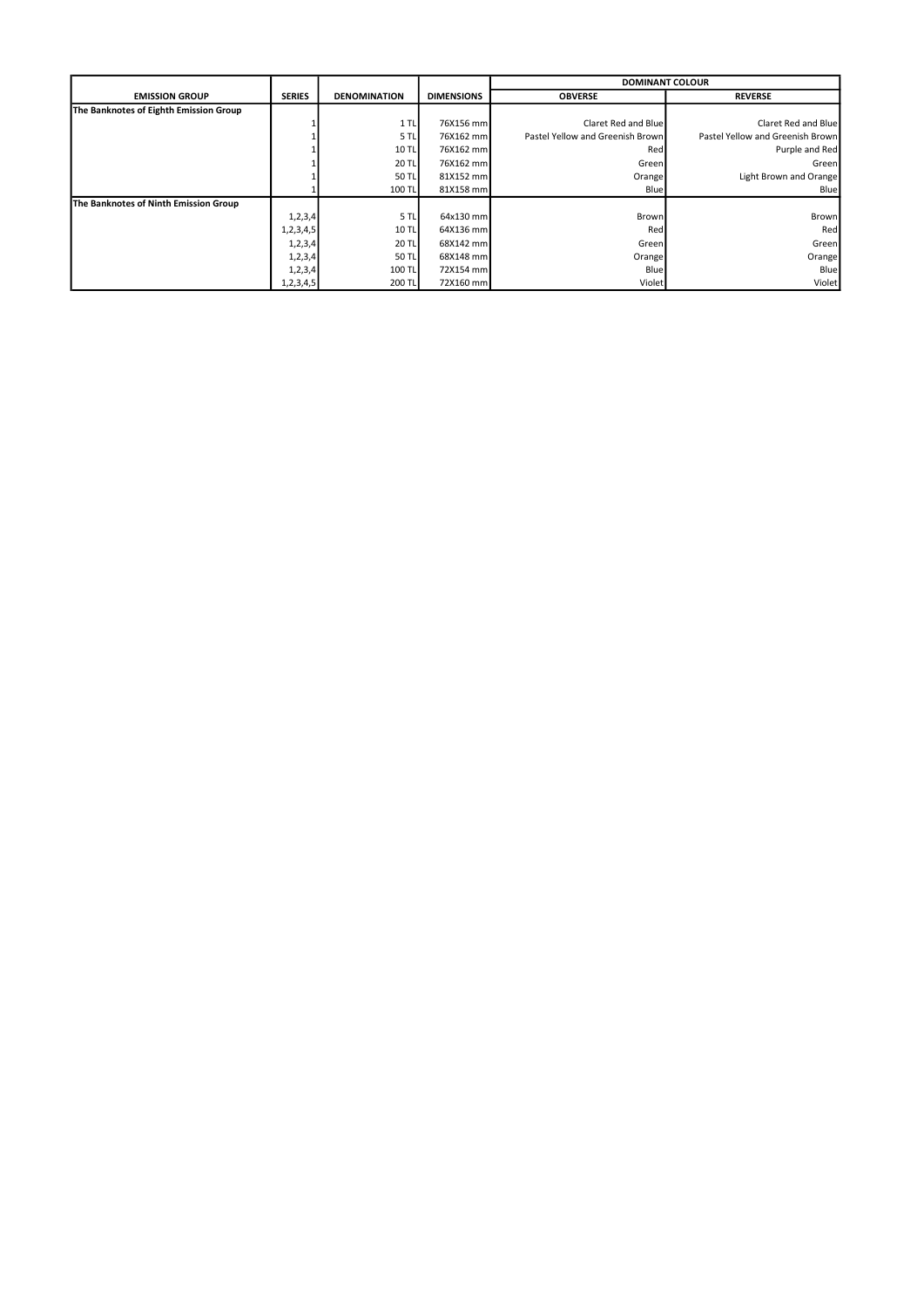| EMISSION GROUP | SERIES | DENOMINATION | DIMENSIONS | DOMINANT COLOUR | |
|---|---|---|---|---|---|
| | | | | OBVERSE | REVERSE |
| The Banknotes of Eighth Emission Group | | | | | |
| | 1 | 1 TL | 76X156 mm | Claret Red and Blue | Claret Red and Blue |
| | 1 | 5 TL | 76X162 mm | Pastel Yellow and Greenish Brown | Pastel Yellow and Greenish Brown |
| | 1 | 10 TL | 76X162 mm | Red | Purple and Red |
| | 1 | 20 TL | 76X162 mm | Green | Green |
| | 1 | 50 TL | 81X152 mm | Orange | Light Brown and Orange |
| | 1 | 100 TL | 81X158 mm | Blue | Blue |
| The Banknotes of Ninth Emission Group | | | | | |
| | 1,2,3,4 | 5 TL | 64x130 mm | Brown | Brown |
| | 1,2,3,4,5 | 10 TL | 64X136 mm | Red | Red |
| | 1,2,3,4 | 20 TL | 68X142 mm | Green | Green |
| | 1,2,3,4 | 50 TL | 68X148 mm | Orange | Orange |
| | 1,2,3,4 | 100 TL | 72X154 mm | Blue | Blue |
| | 1,2,3,4,5 | 200 TL | 72X160 mm | Violet | Violet |